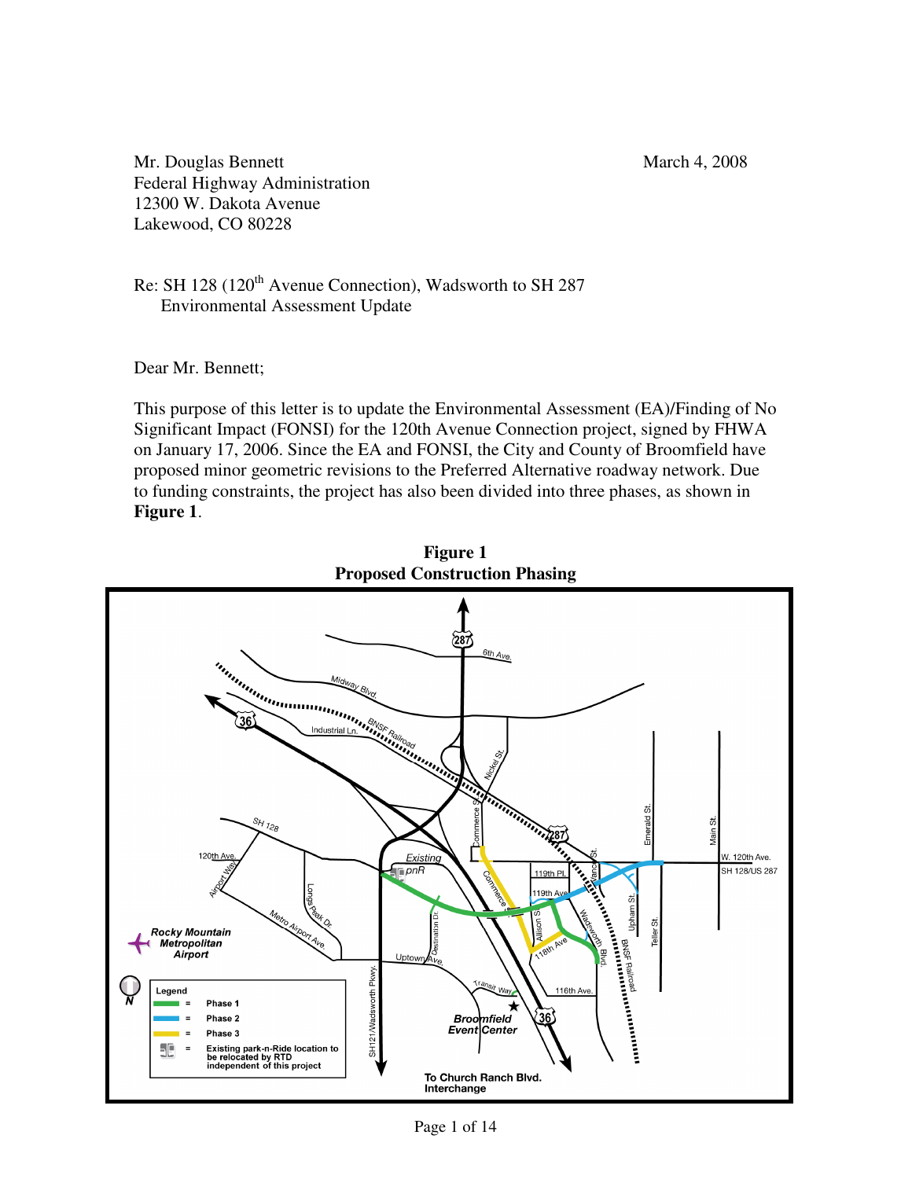Mr. Douglas Bennett
Federal Highway Administration
12300 W. Dakota Avenue
Lakewood, CO 80228

March 4, 2008

Re: SH 128 (120th Avenue Connection), Wadsworth to SH 287
Environmental Assessment Update

Dear Mr. Bennett;

This purpose of this letter is to update the Environmental Assessment (EA)/Finding of No Significant Impact (FONSI) for the 120th Avenue Connection project, signed by FHWA on January 17, 2006. Since the EA and FONSI, the City and County of Broomfield have proposed minor geometric revisions to the Preferred Alternative roadway network. Due to funding constraints, the project has also been divided into three phases, as shown in **Figure 1**.

**Figure 1**
**Proposed Construction Phasing**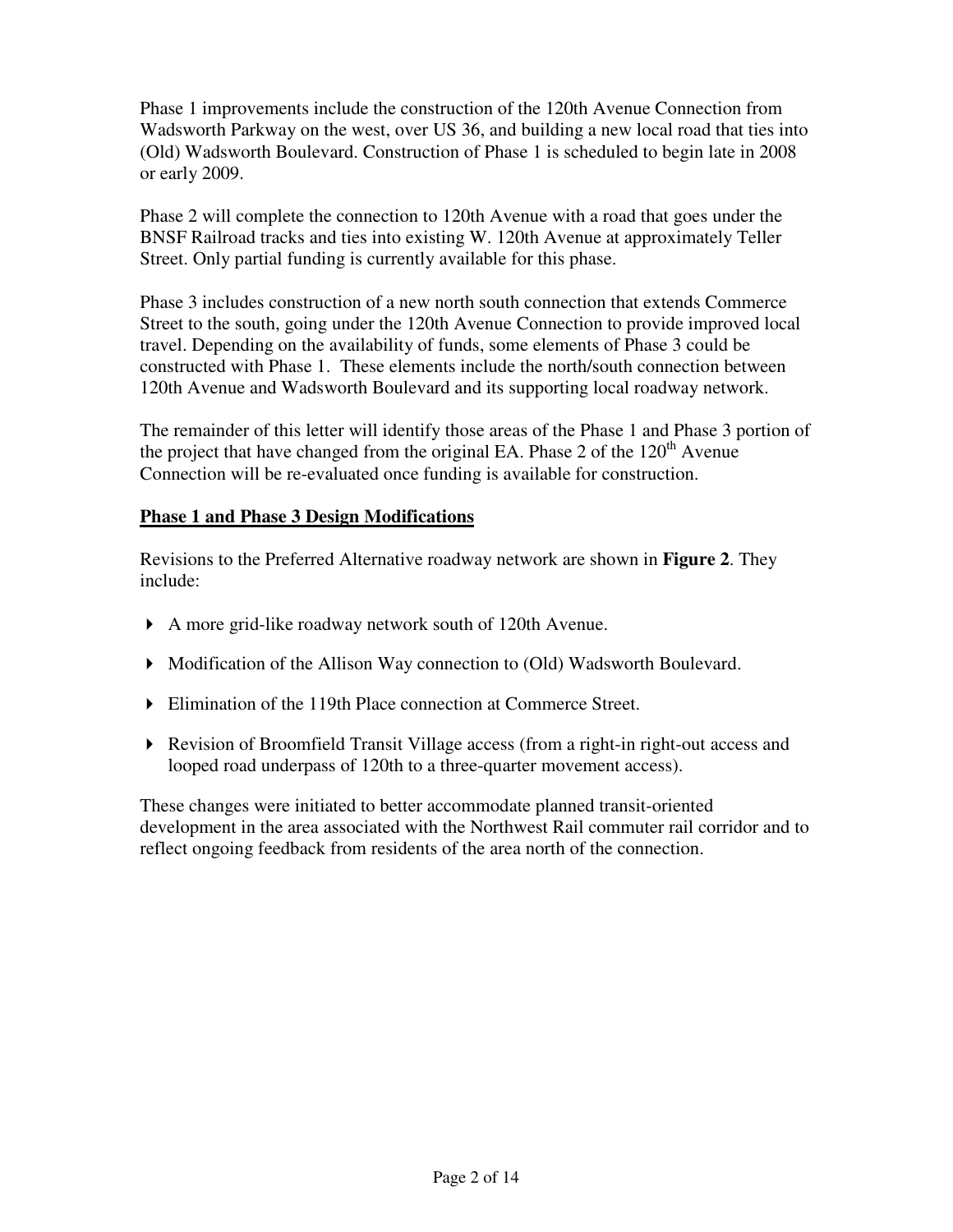Phase 1 improvements include the construction of the 120th Avenue Connection from Wadsworth Parkway on the west, over US 36, and building a new local road that ties into (Old) Wadsworth Boulevard. Construction of Phase 1 is scheduled to begin late in 2008 or early 2009.

Phase 2 will complete the connection to 120th Avenue with a road that goes under the BNSF Railroad tracks and ties into existing W. 120th Avenue at approximately Teller Street. Only partial funding is currently available for this phase.

Phase 3 includes construction of a new north south connection that extends Commerce Street to the south, going under the 120th Avenue Connection to provide improved local travel. Depending on the availability of funds, some elements of Phase 3 could be constructed with Phase 1. These elements include the north/south connection between 120th Avenue and Wadsworth Boulevard and its supporting local roadway network.

The remainder of this letter will identify those areas of the Phase 1 and Phase 3 portion of the project that have changed from the original EA. Phase 2 of the 120th Avenue Connection will be re-evaluated once funding is available for construction.

## Phase 1 and Phase 3 Design Modifications

Revisions to the Preferred Alternative roadway network are shown in **Figure 2**. They include:

- A more grid-like roadway network south of 120th Avenue.
- Modification of the Allison Way connection to (Old) Wadsworth Boulevard.
- Elimination of the 119th Place connection at Commerce Street.
- Revision of Broomfield Transit Village access (from a right-in right-out access and looped road underpass of 120th to a three-quarter movement access).

These changes were initiated to better accommodate planned transit-oriented development in the area associated with the Northwest Rail commuter rail corridor and to reflect ongoing feedback from residents of the area north of the connection.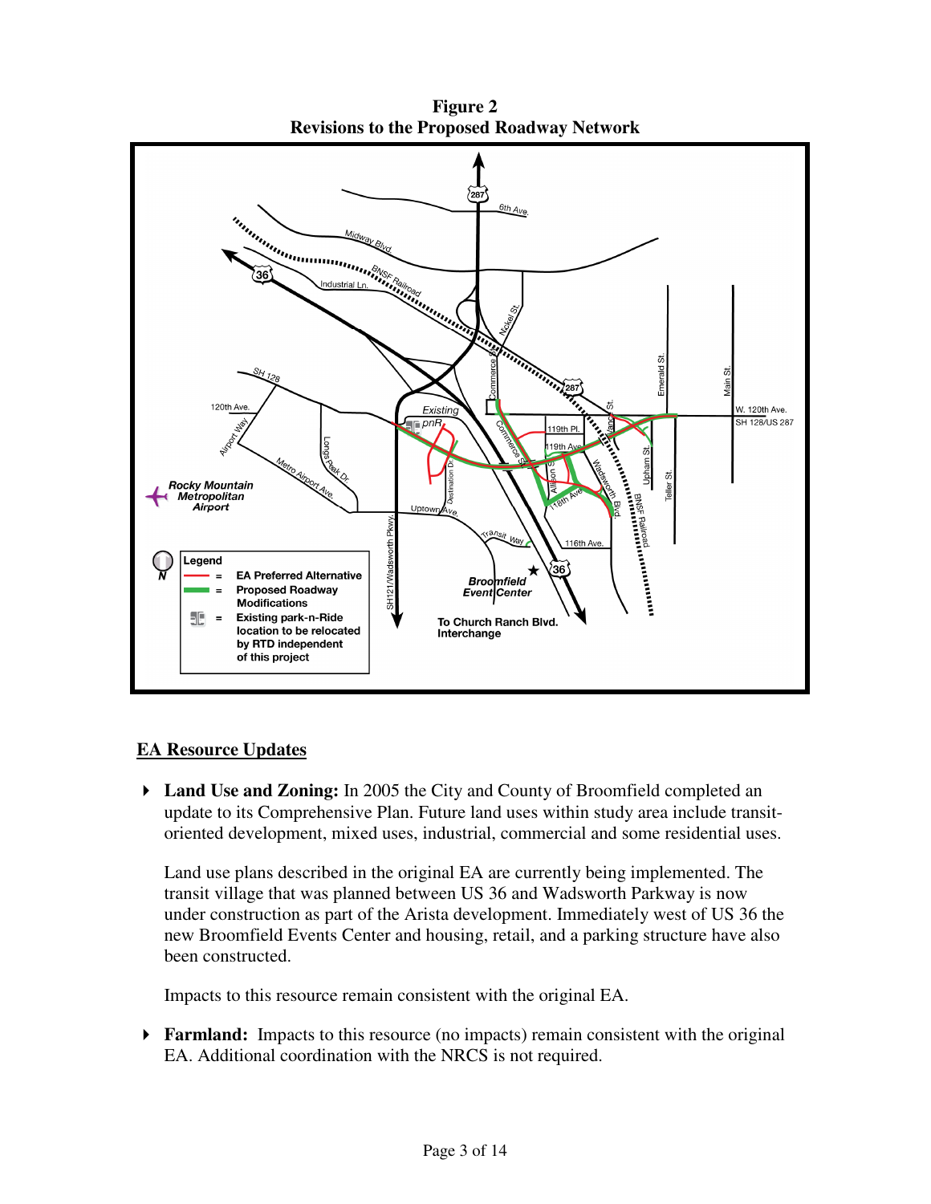**Figure 2**
**Revisions to the Proposed Roadway Network**

## EA Resource Updates

- **Land Use and Zoning:** In 2005 the City and County of Broomfield completed an update to its Comprehensive Plan. Future land uses within study area include transit-oriented development, mixed uses, industrial, commercial and some residential uses.

  Land use plans described in the original EA are currently being implemented. The transit village that was planned between US 36 and Wadsworth Parkway is now under construction as part of the Arista development. Immediately west of US 36 the new Broomfield Events Center and housing, retail, and a parking structure have also been constructed.

  Impacts to this resource remain consistent with the original EA.

- **Farmland:** Impacts to this resource (no impacts) remain consistent with the original EA. Additional coordination with the NRCS is not required.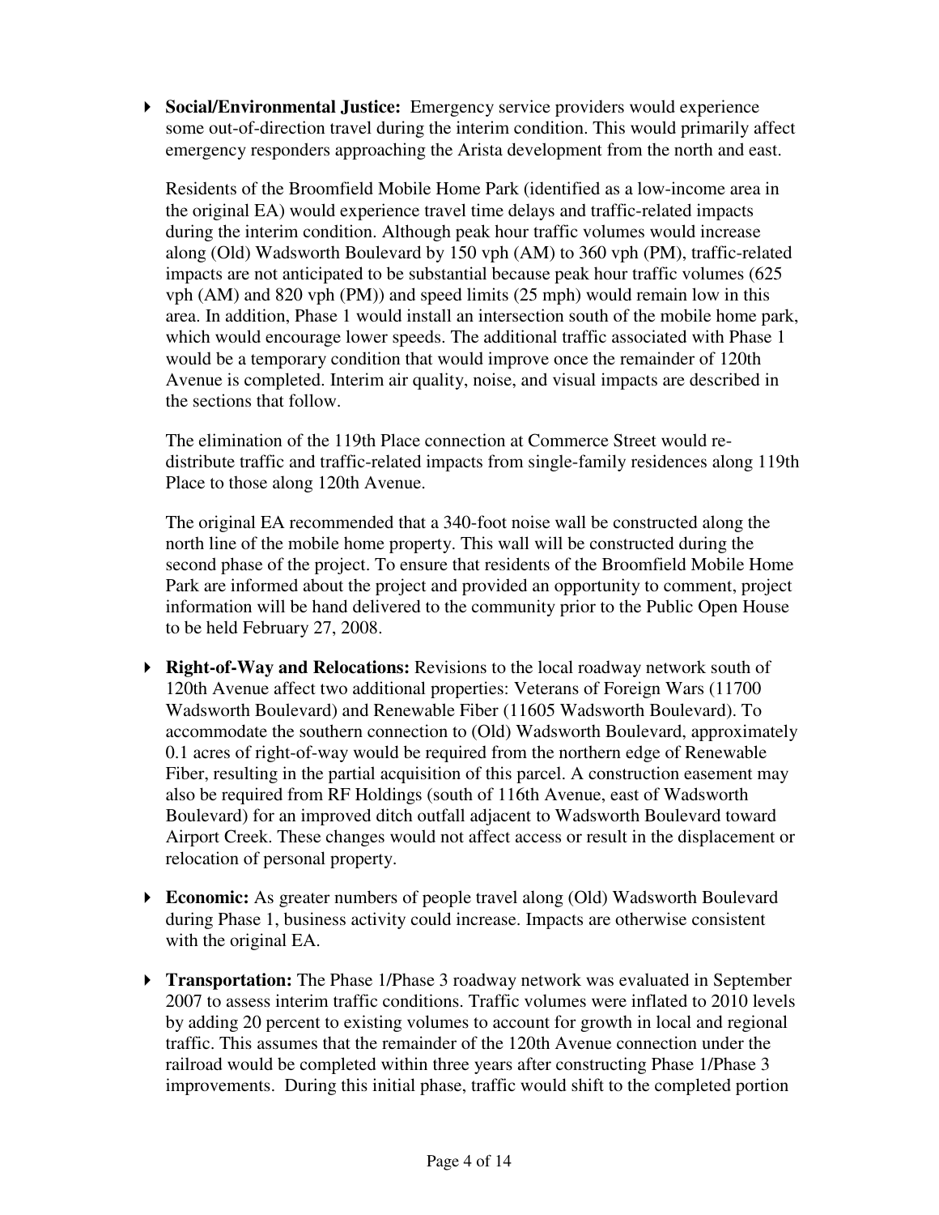- **Social/Environmental Justice:** Emergency service providers would experience some out-of-direction travel during the interim condition. This would primarily affect emergency responders approaching the Arista development from the north and east.

  Residents of the Broomfield Mobile Home Park (identified as a low-income area in the original EA) would experience travel time delays and traffic-related impacts during the interim condition. Although peak hour traffic volumes would increase along (Old) Wadsworth Boulevard by 150 vph (AM) to 360 vph (PM), traffic-related impacts are not anticipated to be substantial because peak hour traffic volumes (625 vph (AM) and 820 vph (PM)) and speed limits (25 mph) would remain low in this area. In addition, Phase 1 would install an intersection south of the mobile home park, which would encourage lower speeds. The additional traffic associated with Phase 1 would be a temporary condition that would improve once the remainder of 120th Avenue is completed. Interim air quality, noise, and visual impacts are described in the sections that follow.

  The elimination of the 119th Place connection at Commerce Street would re-distribute traffic and traffic-related impacts from single-family residences along 119th Place to those along 120th Avenue.

  The original EA recommended that a 340-foot noise wall be constructed along the north line of the mobile home property. This wall will be constructed during the second phase of the project. To ensure that residents of the Broomfield Mobile Home Park are informed about the project and provided an opportunity to comment, project information will be hand delivered to the community prior to the Public Open House to be held February 27, 2008.

- **Right-of-Way and Relocations:** Revisions to the local roadway network south of 120th Avenue affect two additional properties: Veterans of Foreign Wars (11700 Wadsworth Boulevard) and Renewable Fiber (11605 Wadsworth Boulevard). To accommodate the southern connection to (Old) Wadsworth Boulevard, approximately 0.1 acres of right-of-way would be required from the northern edge of Renewable Fiber, resulting in the partial acquisition of this parcel. A construction easement may also be required from RF Holdings (south of 116th Avenue, east of Wadsworth Boulevard) for an improved ditch outfall adjacent to Wadsworth Boulevard toward Airport Creek. These changes would not affect access or result in the displacement or relocation of personal property.

- **Economic:** As greater numbers of people travel along (Old) Wadsworth Boulevard during Phase 1, business activity could increase. Impacts are otherwise consistent with the original EA.

- **Transportation:** The Phase 1/Phase 3 roadway network was evaluated in September 2007 to assess interim traffic conditions. Traffic volumes were inflated to 2010 levels by adding 20 percent to existing volumes to account for growth in local and regional traffic. This assumes that the remainder of the 120th Avenue connection under the railroad would be completed within three years after constructing Phase 1/Phase 3 improvements. During this initial phase, traffic would shift to the completed portion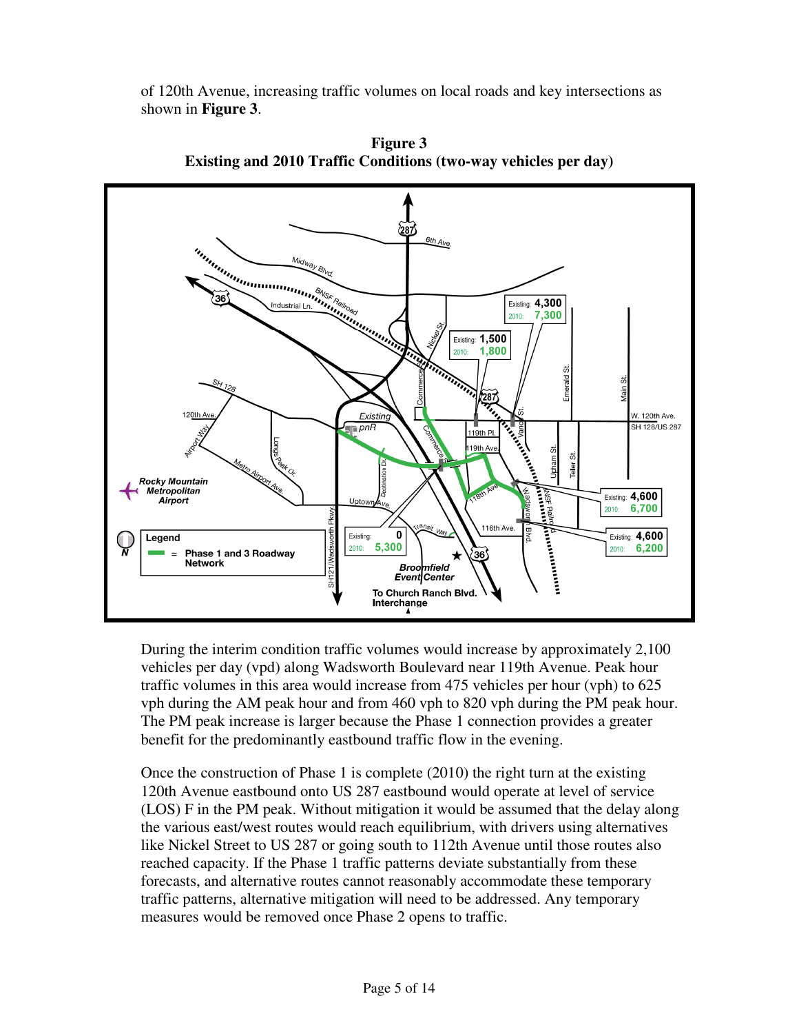of 120th Avenue, increasing traffic volumes on local roads and key intersections as shown in **Figure 3**.

**Figure 3**
**Existing and 2010 Traffic Conditions (two-way vehicles per day)**

During the interim condition traffic volumes would increase by approximately 2,100 vehicles per day (vpd) along Wadsworth Boulevard near 119th Avenue. Peak hour traffic volumes in this area would increase from 475 vehicles per hour (vph) to 625 vph during the AM peak hour and from 460 vph to 820 vph during the PM peak hour. The PM peak increase is larger because the Phase 1 connection provides a greater benefit for the predominantly eastbound traffic flow in the evening.

Once the construction of Phase 1 is complete (2010) the right turn at the existing 120th Avenue eastbound onto US 287 eastbound would operate at level of service (LOS) F in the PM peak. Without mitigation it would be assumed that the delay along the various east/west routes would reach equilibrium, with drivers using alternatives like Nickel Street to US 287 or going south to 112th Avenue until those routes also reached capacity. If the Phase 1 traffic patterns deviate substantially from these forecasts, and alternative routes cannot reasonably accommodate these temporary traffic patterns, alternative mitigation will need to be addressed. Any temporary measures would be removed once Phase 2 opens to traffic.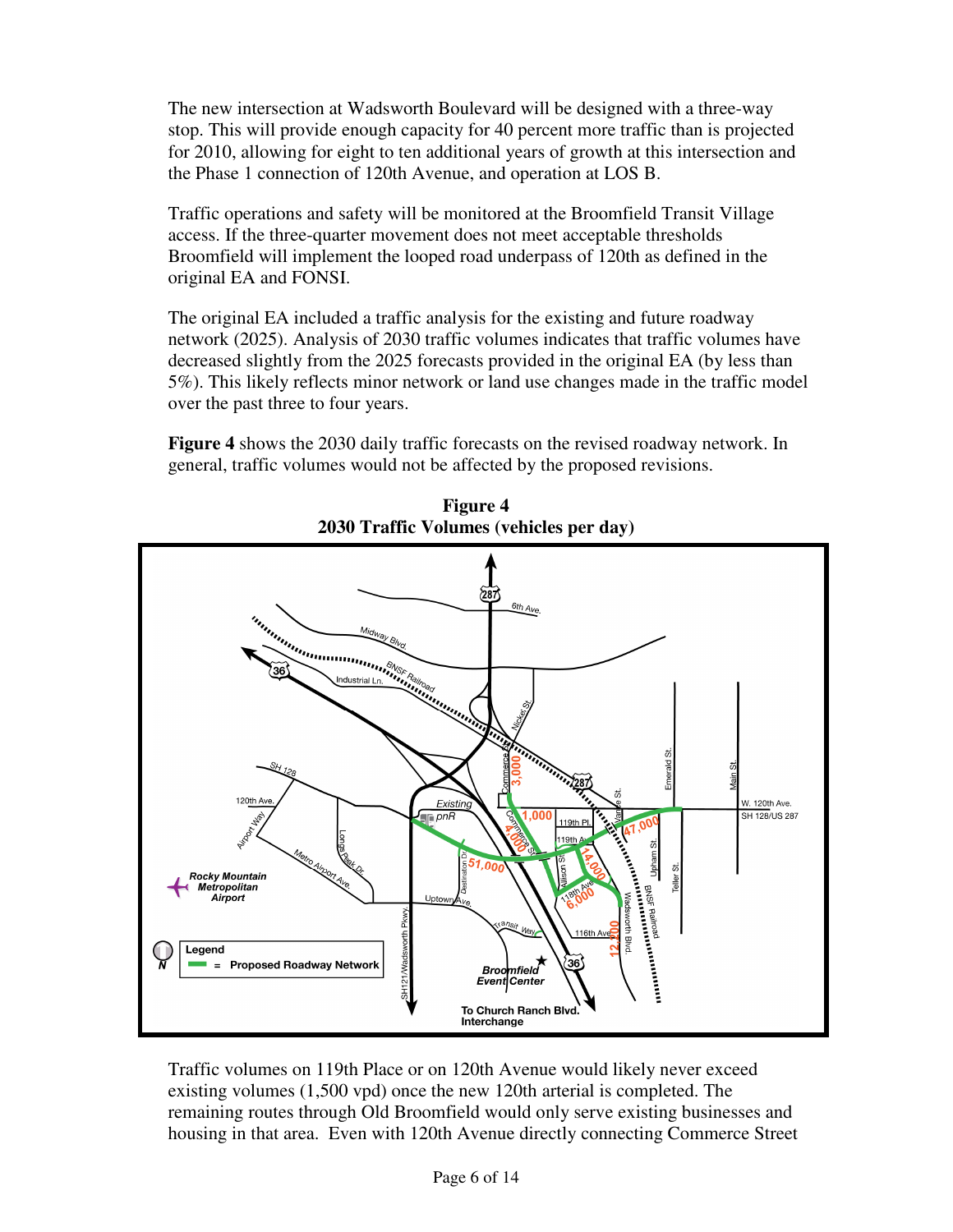The new intersection at Wadsworth Boulevard will be designed with a three-way stop. This will provide enough capacity for 40 percent more traffic than is projected for 2010, allowing for eight to ten additional years of growth at this intersection and the Phase 1 connection of 120th Avenue, and operation at LOS B.

Traffic operations and safety will be monitored at the Broomfield Transit Village access. If the three-quarter movement does not meet acceptable thresholds Broomfield will implement the looped road underpass of 120th as defined in the original EA and FONSI.

The original EA included a traffic analysis for the existing and future roadway network (2025). Analysis of 2030 traffic volumes indicates that traffic volumes have decreased slightly from the 2025 forecasts provided in the original EA (by less than 5%). This likely reflects minor network or land use changes made in the traffic model over the past three to four years.

**Figure 4** shows the 2030 daily traffic forecasts on the revised roadway network. In general, traffic volumes would not be affected by the proposed revisions.

**Figure 4**
**2030 Traffic Volumes (vehicles per day)**

Traffic volumes on 119th Place or on 120th Avenue would likely never exceed existing volumes (1,500 vpd) once the new 120th arterial is completed. The remaining routes through Old Broomfield would only serve existing businesses and housing in that area. Even with 120th Avenue directly connecting Commerce Street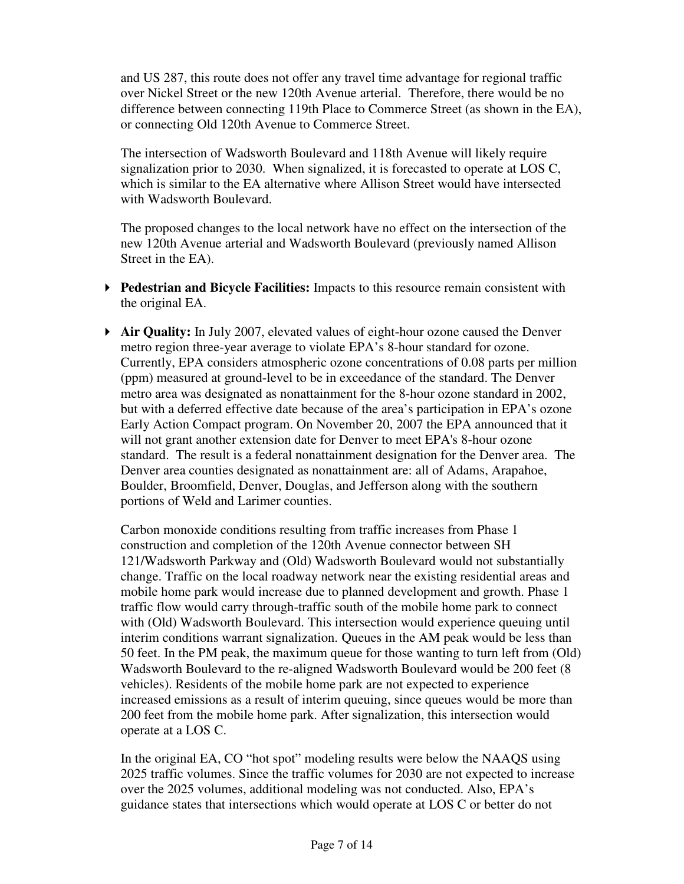and US 287, this route does not offer any travel time advantage for regional traffic over Nickel Street or the new 120th Avenue arterial. Therefore, there would be no difference between connecting 119th Place to Commerce Street (as shown in the EA), or connecting Old 120th Avenue to Commerce Street.

The intersection of Wadsworth Boulevard and 118th Avenue will likely require signalization prior to 2030. When signalized, it is forecasted to operate at LOS C, which is similar to the EA alternative where Allison Street would have intersected with Wadsworth Boulevard.

The proposed changes to the local network have no effect on the intersection of the new 120th Avenue arterial and Wadsworth Boulevard (previously named Allison Street in the EA).

- **Pedestrian and Bicycle Facilities:** Impacts to this resource remain consistent with the original EA.

- **Air Quality:** In July 2007, elevated values of eight-hour ozone caused the Denver metro region three-year average to violate EPA's 8-hour standard for ozone. Currently, EPA considers atmospheric ozone concentrations of 0.08 parts per million (ppm) measured at ground-level to be in exceedance of the standard. The Denver metro area was designated as nonattainment for the 8-hour ozone standard in 2002, but with a deferred effective date because of the area's participation in EPA's ozone Early Action Compact program. On November 20, 2007 the EPA announced that it will not grant another extension date for Denver to meet EPA's 8-hour ozone standard. The result is a federal nonattainment designation for the Denver area. The Denver area counties designated as nonattainment are: all of Adams, Arapahoe, Boulder, Broomfield, Denver, Douglas, and Jefferson along with the southern portions of Weld and Larimer counties.

  Carbon monoxide conditions resulting from traffic increases from Phase 1 construction and completion of the 120th Avenue connector between SH 121/Wadsworth Parkway and (Old) Wadsworth Boulevard would not substantially change. Traffic on the local roadway network near the existing residential areas and mobile home park would increase due to planned development and growth. Phase 1 traffic flow would carry through-traffic south of the mobile home park to connect with (Old) Wadsworth Boulevard. This intersection would experience queuing until interim conditions warrant signalization. Queues in the AM peak would be less than 50 feet. In the PM peak, the maximum queue for those wanting to turn left from (Old) Wadsworth Boulevard to the re-aligned Wadsworth Boulevard would be 200 feet (8 vehicles). Residents of the mobile home park are not expected to experience increased emissions as a result of interim queuing, since queues would be more than 200 feet from the mobile home park. After signalization, this intersection would operate at a LOS C.

  In the original EA, CO "hot spot" modeling results were below the NAAQS using 2025 traffic volumes. Since the traffic volumes for 2030 are not expected to increase over the 2025 volumes, additional modeling was not conducted. Also, EPA's guidance states that intersections which would operate at LOS C or better do not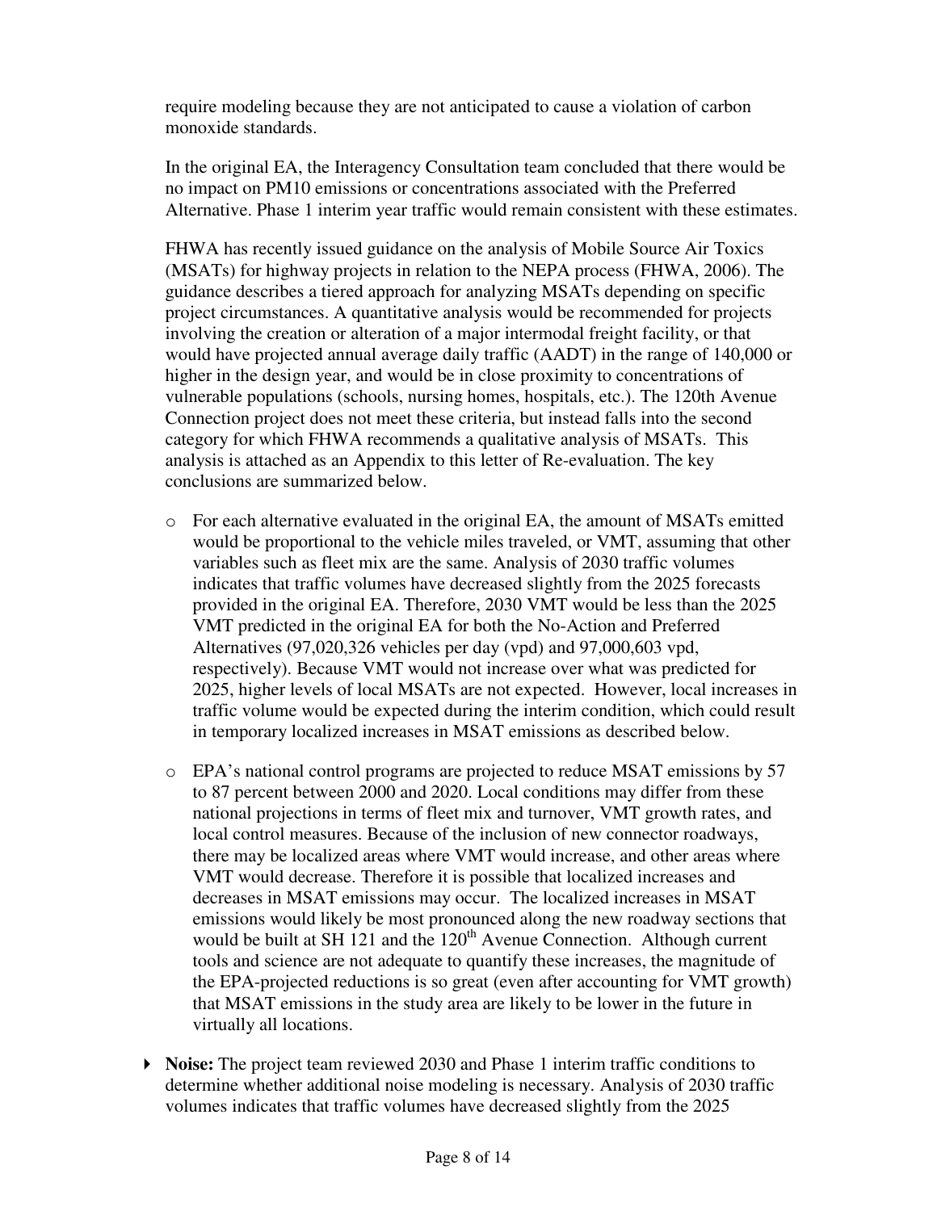require modeling because they are not anticipated to cause a violation of carbon monoxide standards.

In the original EA, the Interagency Consultation team concluded that there would be no impact on PM10 emissions or concentrations associated with the Preferred Alternative. Phase 1 interim year traffic would remain consistent with these estimates.

FHWA has recently issued guidance on the analysis of Mobile Source Air Toxics (MSATs) for highway projects in relation to the NEPA process (FHWA, 2006). The guidance describes a tiered approach for analyzing MSATs depending on specific project circumstances. A quantitative analysis would be recommended for projects involving the creation or alteration of a major intermodal freight facility, or that would have projected annual average daily traffic (AADT) in the range of 140,000 or higher in the design year, and would be in close proximity to concentrations of vulnerable populations (schools, nursing homes, hospitals, etc.). The 120th Avenue Connection project does not meet these criteria, but instead falls into the second category for which FHWA recommends a qualitative analysis of MSATs. This analysis is attached as an Appendix to this letter of Re-evaluation. The key conclusions are summarized below.

- For each alternative evaluated in the original EA, the amount of MSATs emitted would be proportional to the vehicle miles traveled, or VMT, assuming that other variables such as fleet mix are the same. Analysis of 2030 traffic volumes indicates that traffic volumes have decreased slightly from the 2025 forecasts provided in the original EA. Therefore, 2030 VMT would be less than the 2025 VMT predicted in the original EA for both the No-Action and Preferred Alternatives (97,020,326 vehicles per day (vpd) and 97,000,603 vpd, respectively). Because VMT would not increase over what was predicted for 2025, higher levels of local MSATs are not expected. However, local increases in traffic volume would be expected during the interim condition, which could result in temporary localized increases in MSAT emissions as described below.
- EPA's national control programs are projected to reduce MSAT emissions by 57 to 87 percent between 2000 and 2020. Local conditions may differ from these national projections in terms of fleet mix and turnover, VMT growth rates, and local control measures. Because of the inclusion of new connector roadways, there may be localized areas where VMT would increase, and other areas where VMT would decrease. Therefore it is possible that localized increases and decreases in MSAT emissions may occur. The localized increases in MSAT emissions would likely be most pronounced along the new roadway sections that would be built at SH 121 and the 120th Avenue Connection. Although current tools and science are not adequate to quantify these increases, the magnitude of the EPA-projected reductions is so great (even after accounting for VMT growth) that MSAT emissions in the study area are likely to be lower in the future in virtually all locations.

- **Noise:** The project team reviewed 2030 and Phase 1 interim traffic conditions to determine whether additional noise modeling is necessary. Analysis of 2030 traffic volumes indicates that traffic volumes have decreased slightly from the 2025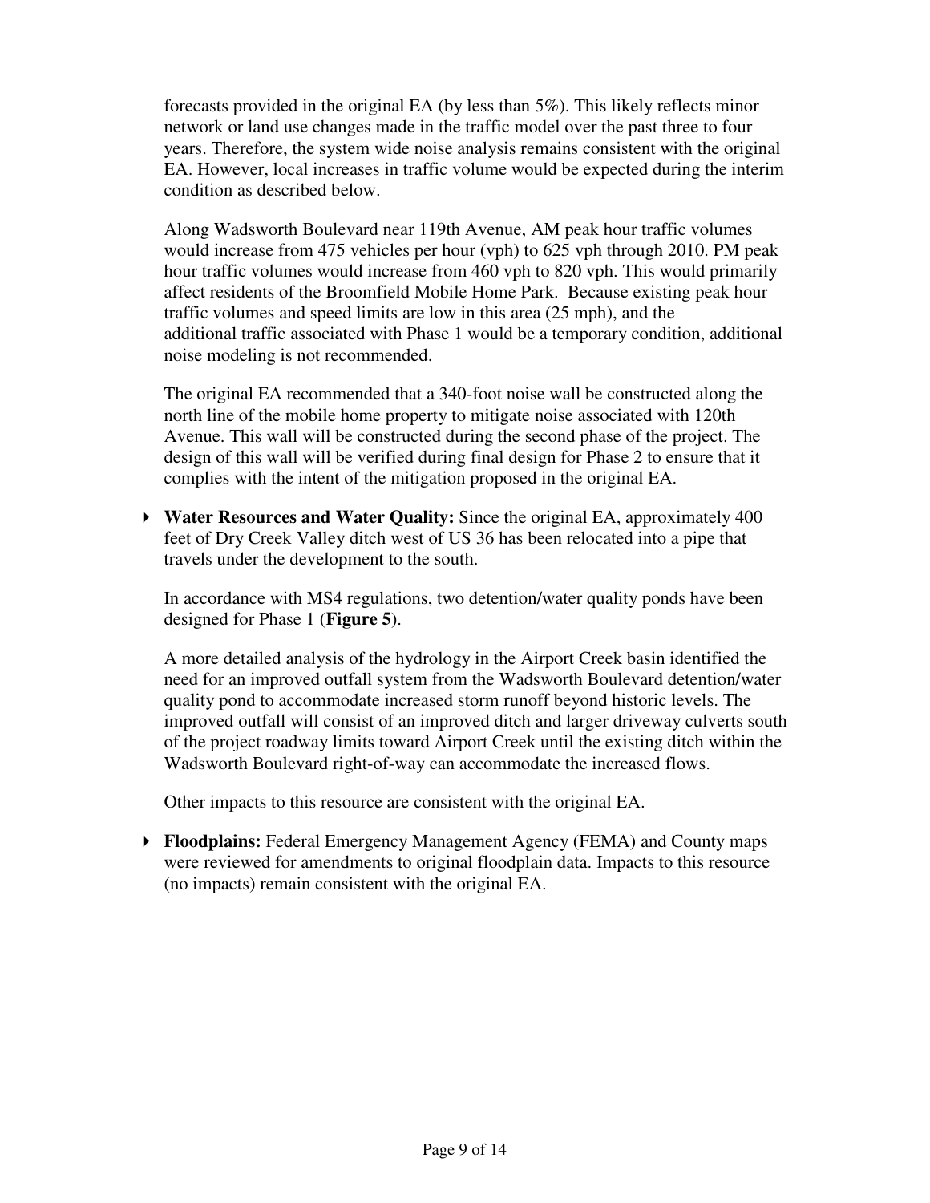forecasts provided in the original EA (by less than 5%). This likely reflects minor network or land use changes made in the traffic model over the past three to four years. Therefore, the system wide noise analysis remains consistent with the original EA. However, local increases in traffic volume would be expected during the interim condition as described below.

Along Wadsworth Boulevard near 119th Avenue, AM peak hour traffic volumes would increase from 475 vehicles per hour (vph) to 625 vph through 2010. PM peak hour traffic volumes would increase from 460 vph to 820 vph. This would primarily affect residents of the Broomfield Mobile Home Park. Because existing peak hour traffic volumes and speed limits are low in this area (25 mph), and the additional traffic associated with Phase 1 would be a temporary condition, additional noise modeling is not recommended.

The original EA recommended that a 340-foot noise wall be constructed along the north line of the mobile home property to mitigate noise associated with 120th Avenue. This wall will be constructed during the second phase of the project. The design of this wall will be verified during final design for Phase 2 to ensure that it complies with the intent of the mitigation proposed in the original EA.

- **Water Resources and Water Quality:** Since the original EA, approximately 400 feet of Dry Creek Valley ditch west of US 36 has been relocated into a pipe that travels under the development to the south.

  In accordance with MS4 regulations, two detention/water quality ponds have been designed for Phase 1 (**Figure 5**).

  A more detailed analysis of the hydrology in the Airport Creek basin identified the need for an improved outfall system from the Wadsworth Boulevard detention/water quality pond to accommodate increased storm runoff beyond historic levels. The improved outfall will consist of an improved ditch and larger driveway culverts south of the project roadway limits toward Airport Creek until the existing ditch within the Wadsworth Boulevard right-of-way can accommodate the increased flows.

  Other impacts to this resource are consistent with the original EA.

- **Floodplains:** Federal Emergency Management Agency (FEMA) and County maps were reviewed for amendments to original floodplain data. Impacts to this resource (no impacts) remain consistent with the original EA.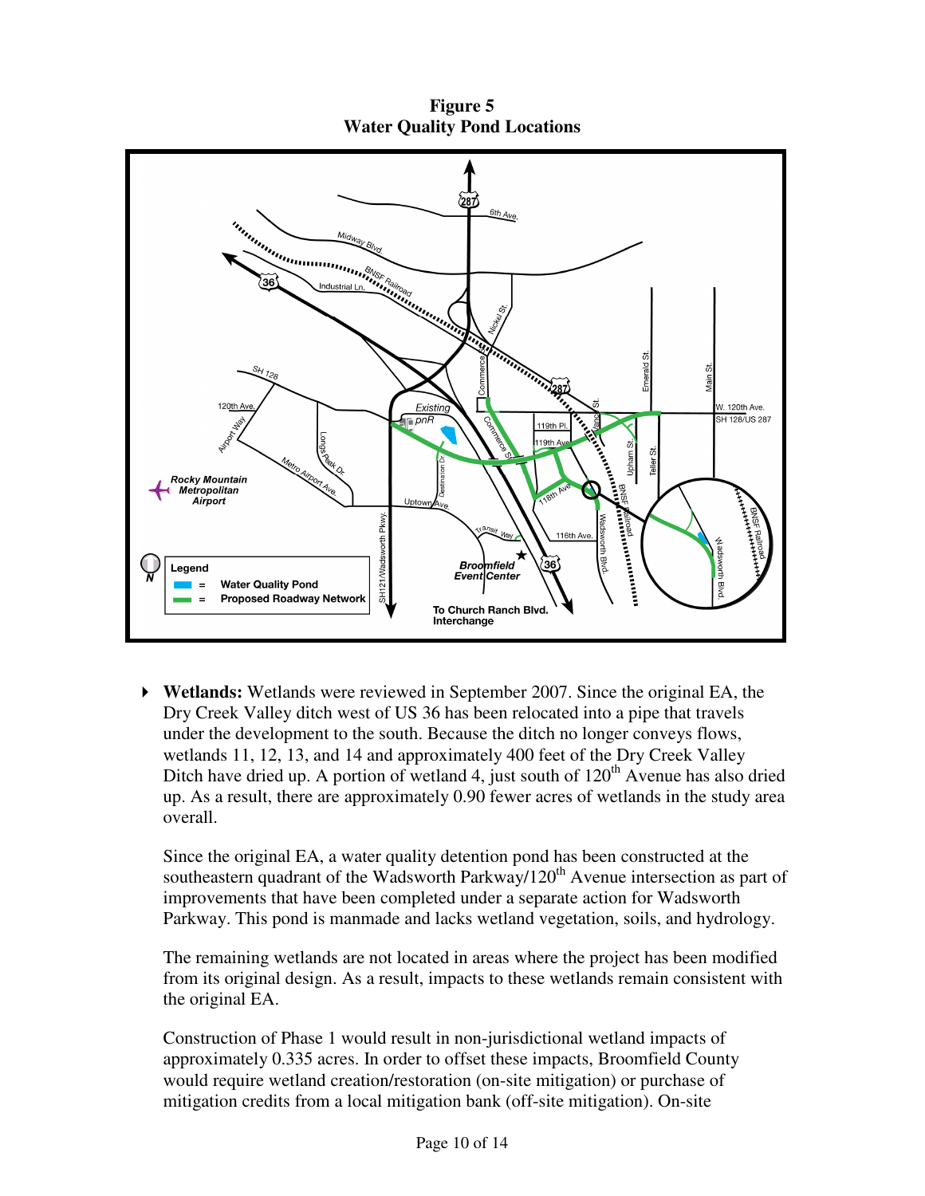**Figure 5**
**Water Quality Pond Locations**

- **Wetlands:** Wetlands were reviewed in September 2007. Since the original EA, the Dry Creek Valley ditch west of US 36 has been relocated into a pipe that travels under the development to the south. Because the ditch no longer conveys flows, wetlands 11, 12, 13, and 14 and approximately 400 feet of the Dry Creek Valley Ditch have dried up. A portion of wetland 4, just south of 120th Avenue has also dried up. As a result, there are approximately 0.90 fewer acres of wetlands in the study area overall.

  Since the original EA, a water quality detention pond has been constructed at the southeastern quadrant of the Wadsworth Parkway/120th Avenue intersection as part of improvements that have been completed under a separate action for Wadsworth Parkway. This pond is manmade and lacks wetland vegetation, soils, and hydrology.

  The remaining wetlands are not located in areas where the project has been modified from its original design. As a result, impacts to these wetlands remain consistent with the original EA.

  Construction of Phase 1 would result in non-jurisdictional wetland impacts of approximately 0.335 acres. In order to offset these impacts, Broomfield County would require wetland creation/restoration (on-site mitigation) or purchase of mitigation credits from a local mitigation bank (off-site mitigation). On-site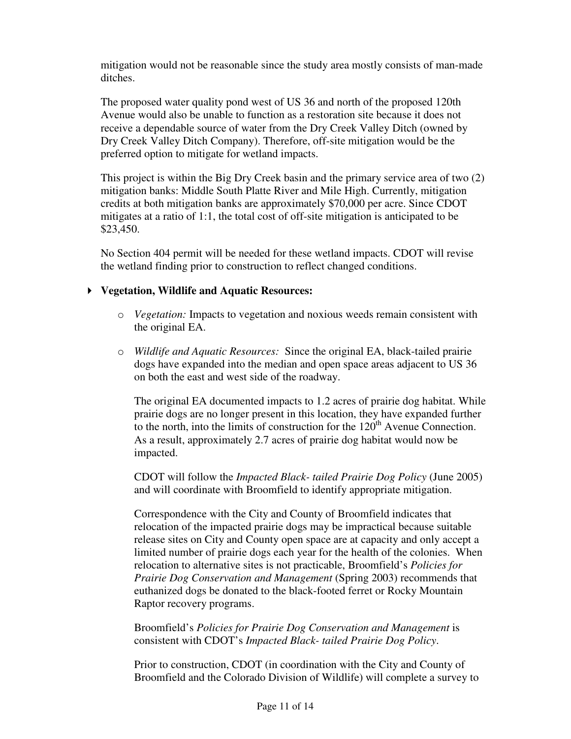mitigation would not be reasonable since the study area mostly consists of man-made ditches.

The proposed water quality pond west of US 36 and north of the proposed 120th Avenue would also be unable to function as a restoration site because it does not receive a dependable source of water from the Dry Creek Valley Ditch (owned by Dry Creek Valley Ditch Company). Therefore, off-site mitigation would be the preferred option to mitigate for wetland impacts.

This project is within the Big Dry Creek basin and the primary service area of two (2) mitigation banks: Middle South Platte River and Mile High. Currently, mitigation credits at both mitigation banks are approximately $70,000 per acre. Since CDOT mitigates at a ratio of 1:1, the total cost of off-site mitigation is anticipated to be $23,450.

No Section 404 permit will be needed for these wetland impacts. CDOT will revise the wetland finding prior to construction to reflect changed conditions.

- **Vegetation, Wildlife and Aquatic Resources:**
  - *Vegetation:* Impacts to vegetation and noxious weeds remain consistent with the original EA.
  - *Wildlife and Aquatic Resources:* Since the original EA, black-tailed prairie dogs have expanded into the median and open space areas adjacent to US 36 on both the east and west side of the roadway.

    The original EA documented impacts to 1.2 acres of prairie dog habitat. While prairie dogs are no longer present in this location, they have expanded further to the north, into the limits of construction for the 120th Avenue Connection. As a result, approximately 2.7 acres of prairie dog habitat would now be impacted.

    CDOT will follow the *Impacted Black- tailed Prairie Dog Policy* (June 2005) and will coordinate with Broomfield to identify appropriate mitigation.

    Correspondence with the City and County of Broomfield indicates that relocation of the impacted prairie dogs may be impractical because suitable release sites on City and County open space are at capacity and only accept a limited number of prairie dogs each year for the health of the colonies. When relocation to alternative sites is not practicable, Broomfield's *Policies for Prairie Dog Conservation and Management* (Spring 2003) recommends that euthanized dogs be donated to the black-footed ferret or Rocky Mountain Raptor recovery programs.

    Broomfield's *Policies for Prairie Dog Conservation and Management* is consistent with CDOT's *Impacted Black- tailed Prairie Dog Policy*.

    Prior to construction, CDOT (in coordination with the City and County of Broomfield and the Colorado Division of Wildlife) will complete a survey to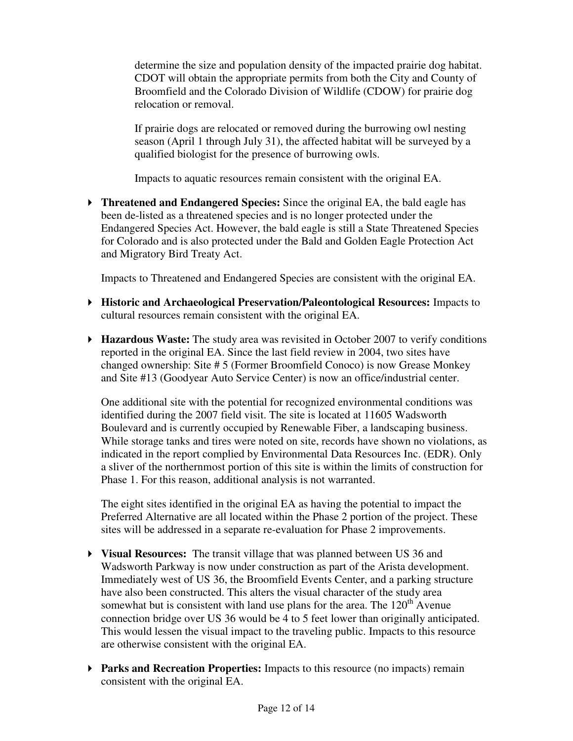determine the size and population density of the impacted prairie dog habitat. CDOT will obtain the appropriate permits from both the City and County of Broomfield and the Colorado Division of Wildlife (CDOW) for prairie dog relocation or removal.

If prairie dogs are relocated or removed during the burrowing owl nesting season (April 1 through July 31), the affected habitat will be surveyed by a qualified biologist for the presence of burrowing owls.

Impacts to aquatic resources remain consistent with the original EA.

- **Threatened and Endangered Species:** Since the original EA, the bald eagle has been de-listed as a threatened species and is no longer protected under the Endangered Species Act. However, the bald eagle is still a State Threatened Species for Colorado and is also protected under the Bald and Golden Eagle Protection Act and Migratory Bird Treaty Act.

  Impacts to Threatened and Endangered Species are consistent with the original EA.

- **Historic and Archaeological Preservation/Paleontological Resources:** Impacts to cultural resources remain consistent with the original EA.

- **Hazardous Waste:** The study area was revisited in October 2007 to verify conditions reported in the original EA. Since the last field review in 2004, two sites have changed ownership: Site # 5 (Former Broomfield Conoco) is now Grease Monkey and Site #13 (Goodyear Auto Service Center) is now an office/industrial center.

  One additional site with the potential for recognized environmental conditions was identified during the 2007 field visit. The site is located at 11605 Wadsworth Boulevard and is currently occupied by Renewable Fiber, a landscaping business. While storage tanks and tires were noted on site, records have shown no violations, as indicated in the report complied by Environmental Data Resources Inc. (EDR). Only a sliver of the northernmost portion of this site is within the limits of construction for Phase 1. For this reason, additional analysis is not warranted.

  The eight sites identified in the original EA as having the potential to impact the Preferred Alternative are all located within the Phase 2 portion of the project. These sites will be addressed in a separate re-evaluation for Phase 2 improvements.

- **Visual Resources:** The transit village that was planned between US 36 and Wadsworth Parkway is now under construction as part of the Arista development. Immediately west of US 36, the Broomfield Events Center, and a parking structure have also been constructed. This alters the visual character of the study area somewhat but is consistent with land use plans for the area. The 120th Avenue connection bridge over US 36 would be 4 to 5 feet lower than originally anticipated. This would lessen the visual impact to the traveling public. Impacts to this resource are otherwise consistent with the original EA.

- **Parks and Recreation Properties:** Impacts to this resource (no impacts) remain consistent with the original EA.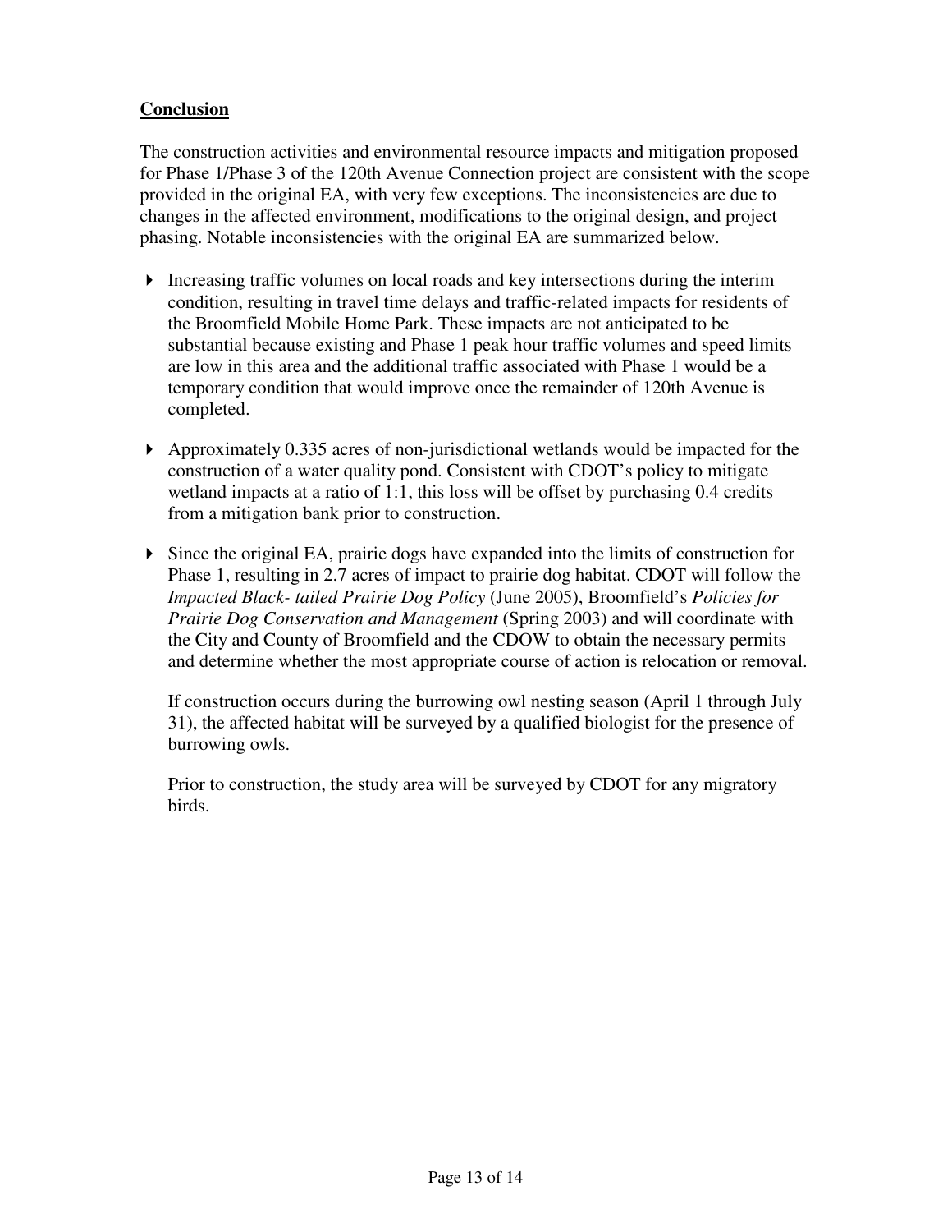## Conclusion

The construction activities and environmental resource impacts and mitigation proposed for Phase 1/Phase 3 of the 120th Avenue Connection project are consistent with the scope provided in the original EA, with very few exceptions. The inconsistencies are due to changes in the affected environment, modifications to the original design, and project phasing. Notable inconsistencies with the original EA are summarized below.

- Increasing traffic volumes on local roads and key intersections during the interim condition, resulting in travel time delays and traffic-related impacts for residents of the Broomfield Mobile Home Park. These impacts are not anticipated to be substantial because existing and Phase 1 peak hour traffic volumes and speed limits are low in this area and the additional traffic associated with Phase 1 would be a temporary condition that would improve once the remainder of 120th Avenue is completed.

- Approximately 0.335 acres of non-jurisdictional wetlands would be impacted for the construction of a water quality pond. Consistent with CDOT's policy to mitigate wetland impacts at a ratio of 1:1, this loss will be offset by purchasing 0.4 credits from a mitigation bank prior to construction.

- Since the original EA, prairie dogs have expanded into the limits of construction for Phase 1, resulting in 2.7 acres of impact to prairie dog habitat. CDOT will follow the *Impacted Black- tailed Prairie Dog Policy* (June 2005), Broomfield's *Policies for Prairie Dog Conservation and Management* (Spring 2003) and will coordinate with the City and County of Broomfield and the CDOW to obtain the necessary permits and determine whether the most appropriate course of action is relocation or removal.

  If construction occurs during the burrowing owl nesting season (April 1 through July 31), the affected habitat will be surveyed by a qualified biologist for the presence of burrowing owls.

  Prior to construction, the study area will be surveyed by CDOT for any migratory birds.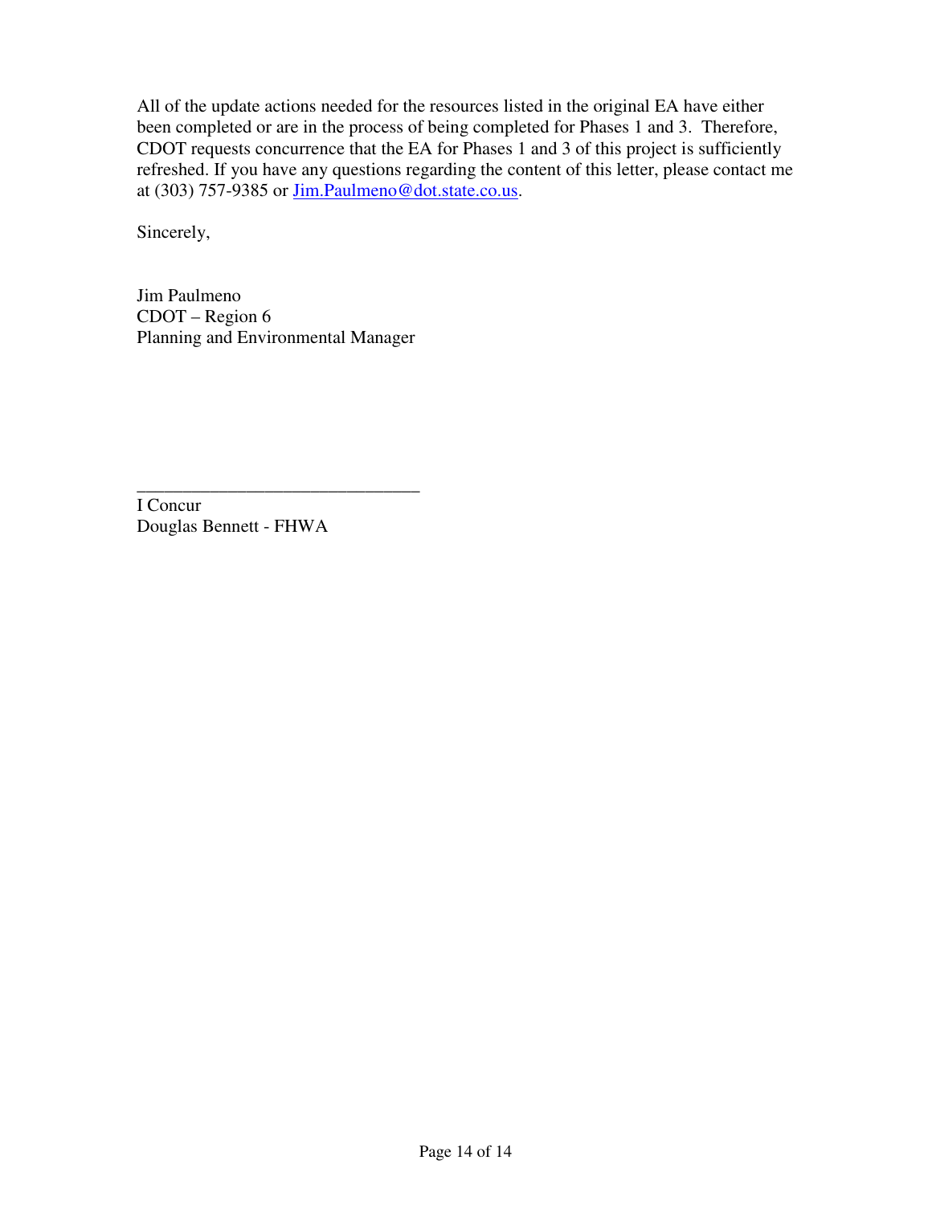All of the update actions needed for the resources listed in the original EA have either been completed or are in the process of being completed for Phases 1 and 3. Therefore, CDOT requests concurrence that the EA for Phases 1 and 3 of this project is sufficiently refreshed. If you have any questions regarding the content of this letter, please contact me at (303) 757-9385 or Jim.Paulmeno@dot.state.co.us.

Sincerely,

Jim Paulmeno
CDOT – Region 6
Planning and Environmental Manager

______________________________
I Concur
Douglas Bennett - FHWA